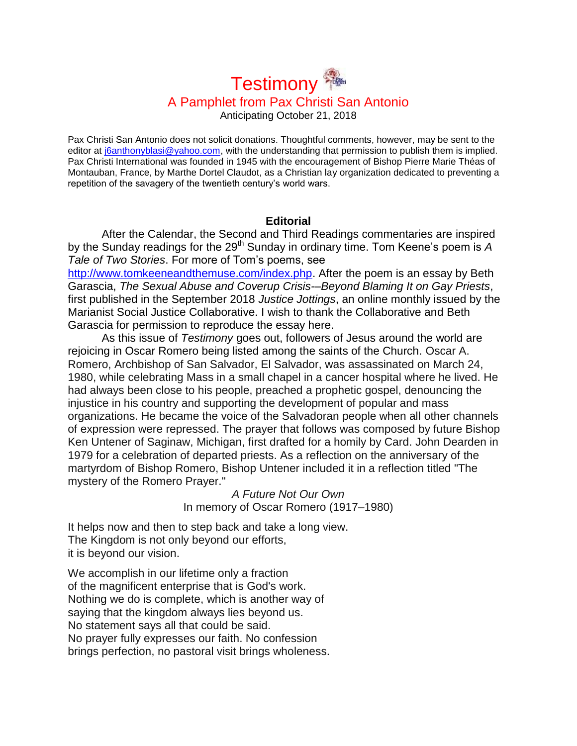# Testimony

## A Pamphlet from Pax Christi San Antonio

Anticipating October 21, 2018

Pax Christi San Antonio does not solicit donations. Thoughtful comments, however, may be sent to the editor at j6anthonyblasi@yahoo.com, with the understanding that permission to publish them is implied. Pax Christi International was founded in 1945 with the encouragement of Bishop Pierre Marie Théas of Montauban, France, by Marthe Dortel Claudot, as a Christian lay organization dedicated to preventing a repetition of the savagery of the twentieth century's world wars.

### Editorial

After the Calendar, the Second and Third Readings commentaries are inspired by the Sunday readings for the 29th Sunday in ordinary time. Tom Keene's poem is *A Tale of Two Stories*. For more of Tom's poems, see http://www.tomkeeneandthemuse.com/index.php. After the poem is an essay by Beth Garascia, *The Sexual Abuse and Coverup Crisis-–Beyond Blaming It on Gay Priests*, first published in the September 2018 *Justice Jottings*, an online monthly issued by the Marianist Social Justice Collaborative. I wish to thank the Collaborative and Beth Garascia for permission to reproduce the essay here.

As this issue of *Testimony* goes out, followers of Jesus around the world are rejoicing in Oscar Romero being listed among the saints of the Church. Oscar A. Romero, Archbishop of San Salvador, El Salvador, was assassinated on March 24, 1980, while celebrating Mass in a small chapel in a cancer hospital where he lived. He had always been close to his people, preached a prophetic gospel, denouncing the injustice in his country and supporting the development of popular and mass organizations. He became the voice of the Salvadoran people when all other channels of expression were repressed. The prayer that follows was composed by future Bishop Ken Untener of Saginaw, Michigan, first drafted for a homily by Card. John Dearden in 1979 for a celebration of departed priests. As a reflection on the anniversary of the martyrdom of Bishop Romero, Bishop Untener included it in a reflection titled "The mystery of the Romero Prayer."

*A Future Not Our Own*
In memory of Oscar Romero (1917–1980)

It helps now and then to step back and take a long view.
The Kingdom is not only beyond our efforts,
it is beyond our vision.

We accomplish in our lifetime only a fraction
of the magnificent enterprise that is God's work.
Nothing we do is complete, which is another way of
saying that the kingdom always lies beyond us.
No statement says all that could be said.
No prayer fully expresses our faith. No confession
brings perfection, no pastoral visit brings wholeness.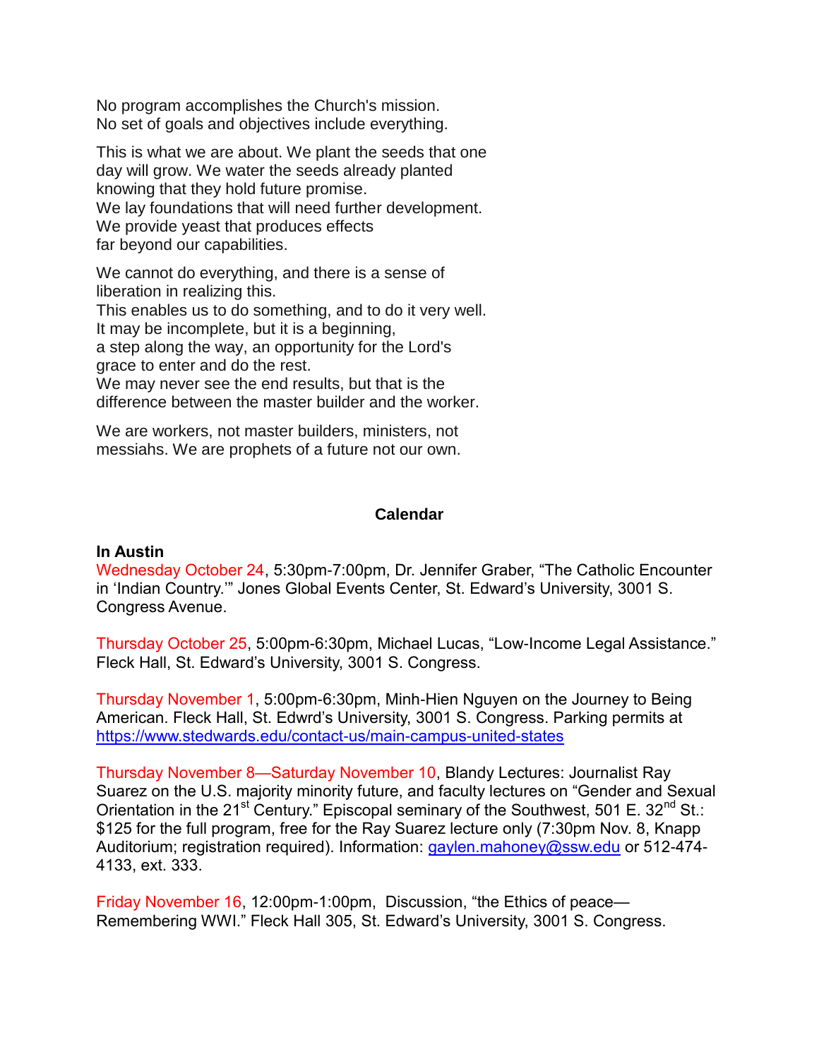No program accomplishes the Church's mission.
No set of goals and objectives include everything.

This is what we are about. We plant the seeds that one day will grow. We water the seeds already planted knowing that they hold future promise.
We lay foundations that will need further development.
We provide yeast that produces effects far beyond our capabilities.

We cannot do everything, and there is a sense of liberation in realizing this.
This enables us to do something, and to do it very well.
It may be incomplete, but it is a beginning, a step along the way, an opportunity for the Lord's grace to enter and do the rest.
We may never see the end results, but that is the difference between the master builder and the worker.

We are workers, not master builders, ministers, not messiahs. We are prophets of a future not our own.

## Calendar

**In Austin**

Wednesday October 24, 5:30pm-7:00pm, Dr. Jennifer Graber, "The Catholic Encounter in 'Indian Country.'" Jones Global Events Center, St. Edward's University, 3001 S. Congress Avenue.

Thursday October 25, 5:00pm-6:30pm, Michael Lucas, "Low-Income Legal Assistance." Fleck Hall, St. Edward's University, 3001 S. Congress.

Thursday November 1, 5:00pm-6:30pm, Minh-Hien Nguyen on the Journey to Being American. Fleck Hall, St. Edwrd's University, 3001 S. Congress. Parking permits at https://www.stedwards.edu/contact-us/main-campus-united-states

Thursday November 8—Saturday November 10, Blandy Lectures: Journalist Ray Suarez on the U.S. majority minority future, and faculty lectures on "Gender and Sexual Orientation in the 21st Century." Episcopal seminary of the Southwest, 501 E. 32nd St.: $125 for the full program, free for the Ray Suarez lecture only (7:30pm Nov. 8, Knapp Auditorium; registration required). Information: gaylen.mahoney@ssw.edu or 512-474-4133, ext. 333.

Friday November 16, 12:00pm-1:00pm, Discussion, "the Ethics of peace—Remembering WWI." Fleck Hall 305, St. Edward's University, 3001 S. Congress.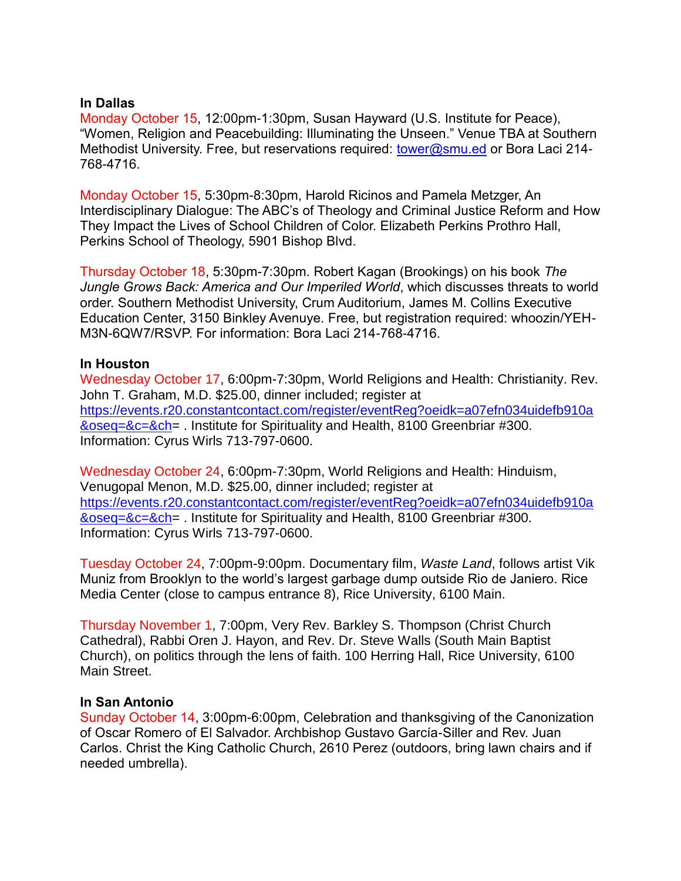**In Dallas**

Monday October 15, 12:00pm-1:30pm, Susan Hayward (U.S. Institute for Peace), "Women, Religion and Peacebuilding: Illuminating the Unseen." Venue TBA at Southern Methodist University. Free, but reservations required: tower@smu.ed or Bora Laci 214-768-4716.

Monday October 15, 5:30pm-8:30pm, Harold Ricinos and Pamela Metzger, An Interdisciplinary Dialogue: The ABC's of Theology and Criminal Justice Reform and How They Impact the Lives of School Children of Color. Elizabeth Perkins Prothro Hall, Perkins School of Theology, 5901 Bishop Blvd.

Thursday October 18, 5:30pm-7:30pm. Robert Kagan (Brookings) on his book *The Jungle Grows Back: America and Our Imperiled World*, which discusses threats to world order. Southern Methodist University, Crum Auditorium, James M. Collins Executive Education Center, 3150 Binkley Avenuye. Free, but registration required: whoozin/YEH-M3N-6QW7/RSVP. For information: Bora Laci 214-768-4716.

**In Houston**

Wednesday October 17, 6:00pm-7:30pm, World Religions and Health: Christianity. Rev. John T. Graham, M.D. $25.00, dinner included; register at https://events.r20.constantcontact.com/register/eventReg?oeidk=a07efn034uidefb910a&oseq=&c=&ch= . Institute for Spirituality and Health, 8100 Greenbriar #300. Information: Cyrus Wirls 713-797-0600.

Wednesday October 24, 6:00pm-7:30pm, World Religions and Health: Hinduism, Venugopal Menon, M.D. $25.00, dinner included; register at https://events.r20.constantcontact.com/register/eventReg?oeidk=a07efn034uidefb910a&oseq=&c=&ch= . Institute for Spirituality and Health, 8100 Greenbriar #300. Information: Cyrus Wirls 713-797-0600.

Tuesday October 24, 7:00pm-9:00pm. Documentary film, *Waste Land*, follows artist Vik Muniz from Brooklyn to the world's largest garbage dump outside Rio de Janiero. Rice Media Center (close to campus entrance 8), Rice University, 6100 Main.

Thursday November 1, 7:00pm, Very Rev. Barkley S. Thompson (Christ Church Cathedral), Rabbi Oren J. Hayon, and Rev. Dr. Steve Walls (South Main Baptist Church), on politics through the lens of faith. 100 Herring Hall, Rice University, 6100 Main Street.

**In San Antonio**

Sunday October 14, 3:00pm-6:00pm, Celebration and thanksgiving of the Canonization of Oscar Romero of El Salvador. Archbishop Gustavo García-Siller and Rev. Juan Carlos. Christ the King Catholic Church, 2610 Perez (outdoors, bring lawn chairs and if needed umbrella).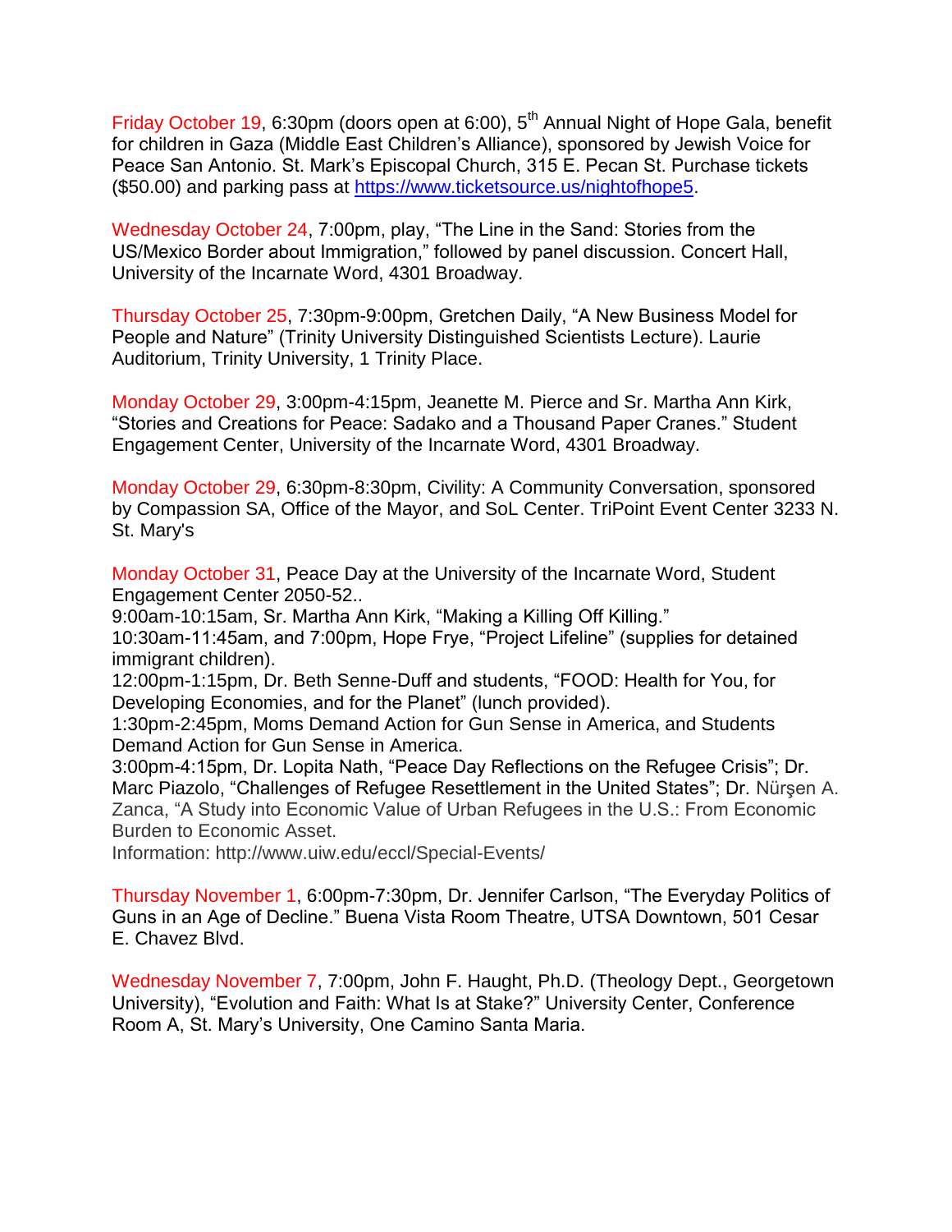Friday October 19, 6:30pm (doors open at 6:00), 5th Annual Night of Hope Gala, benefit for children in Gaza (Middle East Children's Alliance), sponsored by Jewish Voice for Peace San Antonio. St. Mark's Episcopal Church, 315 E. Pecan St. Purchase tickets ($50.00) and parking pass at https://www.ticketsource.us/nightofhope5.

Wednesday October 24, 7:00pm, play, "The Line in the Sand: Stories from the US/Mexico Border about Immigration," followed by panel discussion. Concert Hall, University of the Incarnate Word, 4301 Broadway.

Thursday October 25, 7:30pm-9:00pm, Gretchen Daily, "A New Business Model for People and Nature" (Trinity University Distinguished Scientists Lecture). Laurie Auditorium, Trinity University, 1 Trinity Place.

Monday October 29, 3:00pm-4:15pm, Jeanette M. Pierce and Sr. Martha Ann Kirk, "Stories and Creations for Peace: Sadako and a Thousand Paper Cranes." Student Engagement Center, University of the Incarnate Word, 4301 Broadway.

Monday October 29, 6:30pm-8:30pm, Civility: A Community Conversation, sponsored by Compassion SA, Office of the Mayor, and SoL Center. TriPoint Event Center 3233 N. St. Mary's

Monday October 31, Peace Day at the University of the Incarnate Word, Student Engagement Center 2050-52..
9:00am-10:15am, Sr. Martha Ann Kirk, "Making a Killing Off Killing."
10:30am-11:45am, and 7:00pm, Hope Frye, "Project Lifeline" (supplies for detained immigrant children).
12:00pm-1:15pm, Dr. Beth Senne-Duff and students, "FOOD: Health for You, for Developing Economies, and for the Planet" (lunch provided).
1:30pm-2:45pm, Moms Demand Action for Gun Sense in America, and Students Demand Action for Gun Sense in America.
3:00pm-4:15pm, Dr. Lopita Nath, "Peace Day Reflections on the Refugee Crisis"; Dr. Marc Piazolo, "Challenges of Refugee Resettlement in the United States"; Dr. Nürşen A. Zanca, "A Study into Economic Value of Urban Refugees in the U.S.: From Economic Burden to Economic Asset.
Information: http://www.uiw.edu/eccl/Special-Events/

Thursday November 1, 6:00pm-7:30pm, Dr. Jennifer Carlson, "The Everyday Politics of Guns in an Age of Decline." Buena Vista Room Theatre, UTSA Downtown, 501 Cesar E. Chavez Blvd.

Wednesday November 7, 7:00pm, John F. Haught, Ph.D. (Theology Dept., Georgetown University), "Evolution and Faith: What Is at Stake?" University Center, Conference Room A, St. Mary's University, One Camino Santa Maria.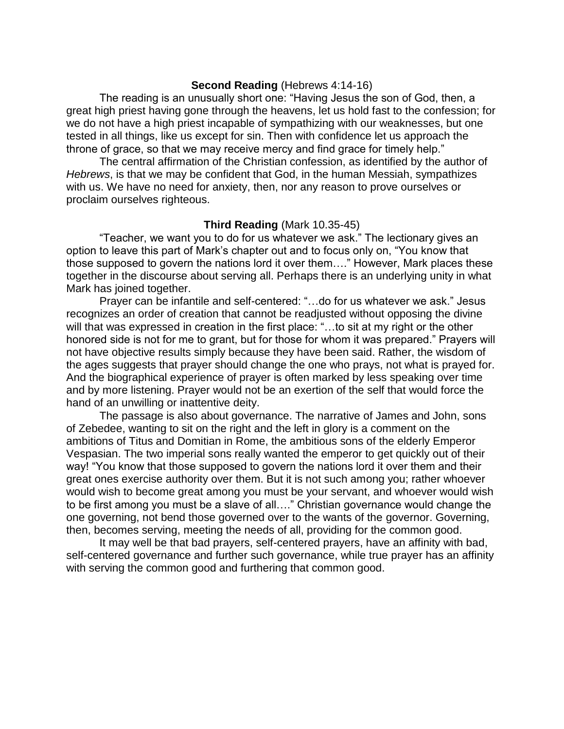**Second Reading** (Hebrews 4:14-16)

The reading is an unusually short one: "Having Jesus the son of God, then, a great high priest having gone through the heavens, let us hold fast to the confession; for we do not have a high priest incapable of sympathizing with our weaknesses, but one tested in all things, like us except for sin. Then with confidence let us approach the throne of grace, so that we may receive mercy and find grace for timely help."

The central affirmation of the Christian confession, as identified by the author of *Hebrews*, is that we may be confident that God, in the human Messiah, sympathizes with us. We have no need for anxiety, then, nor any reason to prove ourselves or proclaim ourselves righteous.

**Third Reading** (Mark 10.35-45)

"Teacher, we want you to do for us whatever we ask." The lectionary gives an option to leave this part of Mark's chapter out and to focus only on, "You know that those supposed to govern the nations lord it over them…." However, Mark places these together in the discourse about serving all. Perhaps there is an underlying unity in what Mark has joined together.

Prayer can be infantile and self-centered: "…do for us whatever we ask." Jesus recognizes an order of creation that cannot be readjusted without opposing the divine will that was expressed in creation in the first place: "…to sit at my right or the other honored side is not for me to grant, but for those for whom it was prepared." Prayers will not have objective results simply because they have been said. Rather, the wisdom of the ages suggests that prayer should change the one who prays, not what is prayed for. And the biographical experience of prayer is often marked by less speaking over time and by more listening. Prayer would not be an exertion of the self that would force the hand of an unwilling or inattentive deity.

The passage is also about governance. The narrative of James and John, sons of Zebedee, wanting to sit on the right and the left in glory is a comment on the ambitions of Titus and Domitian in Rome, the ambitious sons of the elderly Emperor Vespasian. The two imperial sons really wanted the emperor to get quickly out of their way! "You know that those supposed to govern the nations lord it over them and their great ones exercise authority over them. But it is not such among you; rather whoever would wish to become great among you must be your servant, and whoever would wish to be first among you must be a slave of all…." Christian governance would change the one governing, not bend those governed over to the wants of the governor. Governing, then, becomes serving, meeting the needs of all, providing for the common good.

It may well be that bad prayers, self-centered prayers, have an affinity with bad, self-centered governance and further such governance, while true prayer has an affinity with serving the common good and furthering that common good.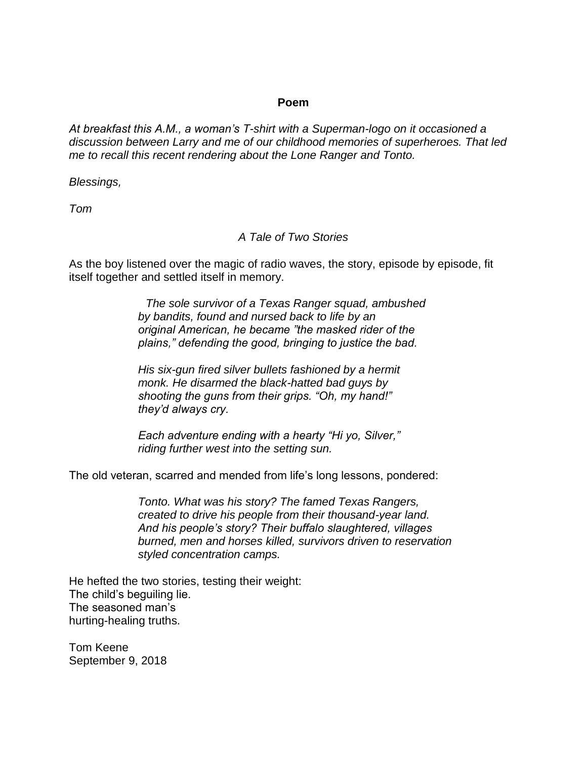**Poem**

*At breakfast this A.M., a woman's T-shirt with a Superman-logo on it occasioned a discussion between Larry and me of our childhood memories of superheroes. That led me to recall this recent rendering about the Lone Ranger and Tonto.*

*Blessings,*

*Tom*

*A Tale of Two Stories*

As the boy listened over the magic of radio waves, the story, episode by episode, fit itself together and settled itself in memory.

> *The sole survivor of a Texas Ranger squad, ambushed by bandits, found and nursed back to life by an original American, he became "the masked rider of the plains," defending the good, bringing to justice the bad.*
>
> *His six-gun fired silver bullets fashioned by a hermit monk. He disarmed the black-hatted bad guys by shooting the guns from their grips. "Oh, my hand!" they'd always cry.*
>
> *Each adventure ending with a hearty "Hi yo, Silver," riding further west into the setting sun.*

The old veteran, scarred and mended from life's long lessons, pondered:

> *Tonto. What was his story? The famed Texas Rangers, created to drive his people from their thousand-year land. And his people's story? Their buffalo slaughtered, villages burned, men and horses killed, survivors driven to reservation styled concentration camps.*

He hefted the two stories, testing their weight:  
The child's beguiling lie.  
The seasoned man's  
hurting-healing truths.

Tom Keene  
September 9, 2018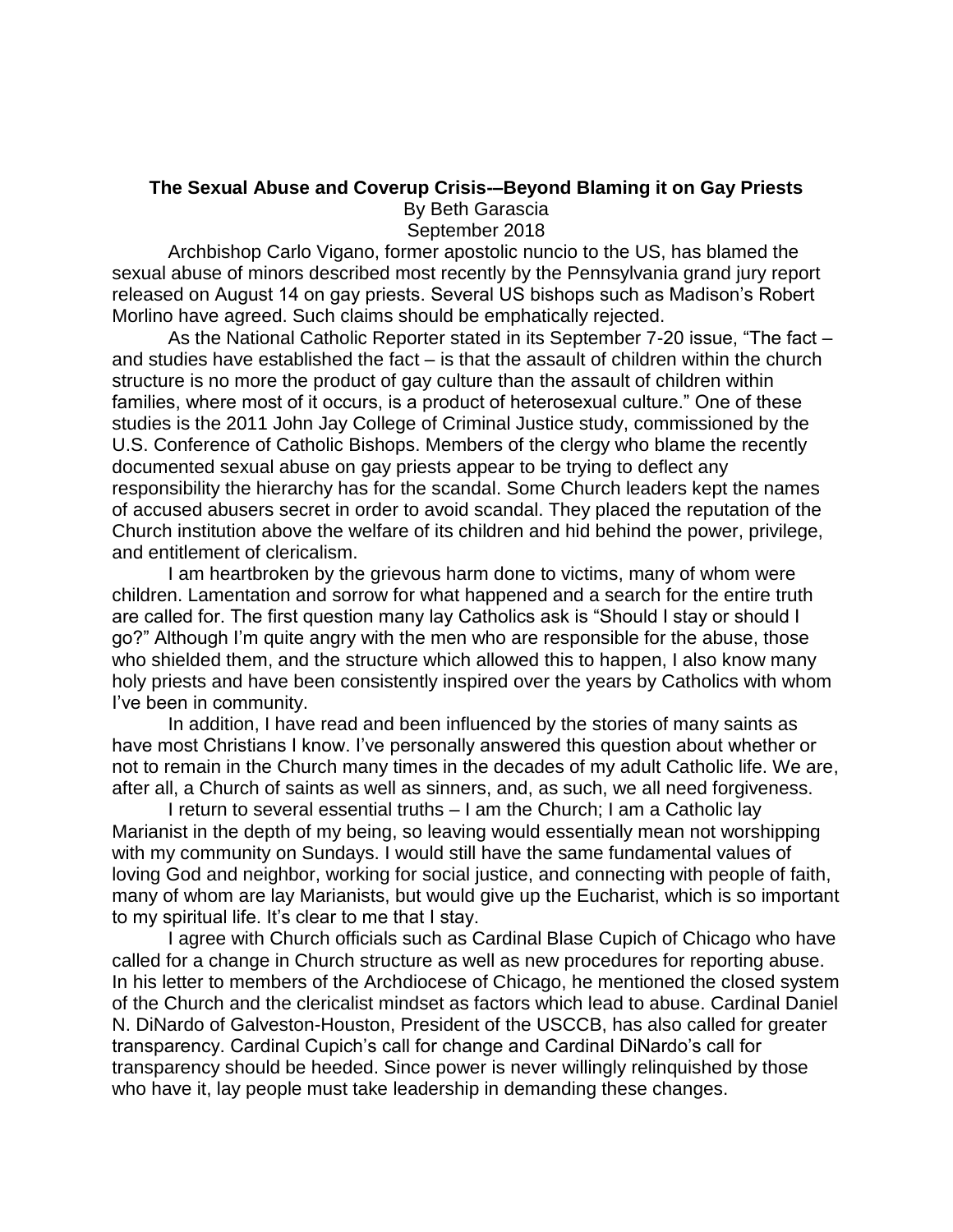**The Sexual Abuse and Coverup Crisis-–Beyond Blaming it on Gay Priests**

By Beth Garascia

September 2018

Archbishop Carlo Vigano, former apostolic nuncio to the US, has blamed the sexual abuse of minors described most recently by the Pennsylvania grand jury report released on August 14 on gay priests. Several US bishops such as Madison's Robert Morlino have agreed. Such claims should be emphatically rejected.

As the National Catholic Reporter stated in its September 7-20 issue, "The fact – and studies have established the fact – is that the assault of children within the church structure is no more the product of gay culture than the assault of children within families, where most of it occurs, is a product of heterosexual culture." One of these studies is the 2011 John Jay College of Criminal Justice study, commissioned by the U.S. Conference of Catholic Bishops. Members of the clergy who blame the recently documented sexual abuse on gay priests appear to be trying to deflect any responsibility the hierarchy has for the scandal. Some Church leaders kept the names of accused abusers secret in order to avoid scandal. They placed the reputation of the Church institution above the welfare of its children and hid behind the power, privilege, and entitlement of clericalism.

I am heartbroken by the grievous harm done to victims, many of whom were children. Lamentation and sorrow for what happened and a search for the entire truth are called for. The first question many lay Catholics ask is "Should I stay or should I go?" Although I'm quite angry with the men who are responsible for the abuse, those who shielded them, and the structure which allowed this to happen, I also know many holy priests and have been consistently inspired over the years by Catholics with whom I've been in community.

In addition, I have read and been influenced by the stories of many saints as have most Christians I know. I've personally answered this question about whether or not to remain in the Church many times in the decades of my adult Catholic life. We are, after all, a Church of saints as well as sinners, and, as such, we all need forgiveness.

I return to several essential truths – I am the Church; I am a Catholic lay Marianist in the depth of my being, so leaving would essentially mean not worshipping with my community on Sundays. I would still have the same fundamental values of loving God and neighbor, working for social justice, and connecting with people of faith, many of whom are lay Marianists, but would give up the Eucharist, which is so important to my spiritual life. It's clear to me that I stay.

I agree with Church officials such as Cardinal Blase Cupich of Chicago who have called for a change in Church structure as well as new procedures for reporting abuse. In his letter to members of the Archdiocese of Chicago, he mentioned the closed system of the Church and the clericalist mindset as factors which lead to abuse. Cardinal Daniel N. DiNardo of Galveston-Houston, President of the USCCB, has also called for greater transparency. Cardinal Cupich's call for change and Cardinal DiNardo's call for transparency should be heeded. Since power is never willingly relinquished by those who have it, lay people must take leadership in demanding these changes.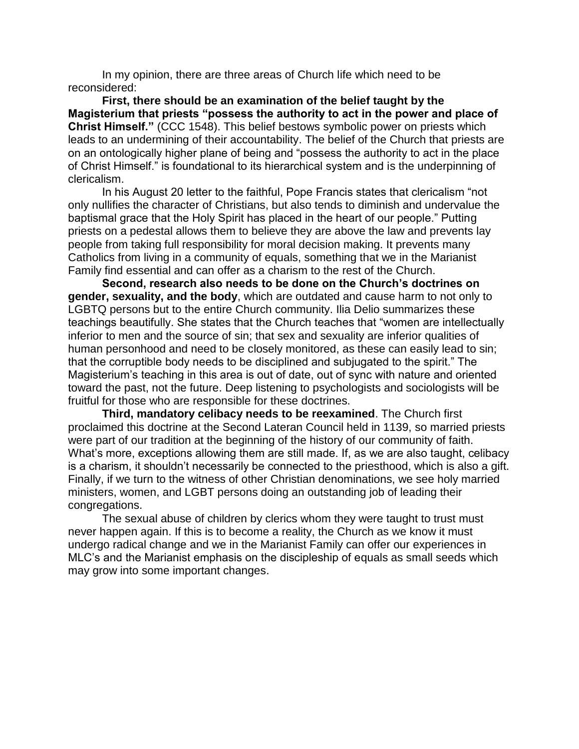In my opinion, there are three areas of Church life which need to be reconsidered:

**First, there should be an examination of the belief taught by the Magisterium that priests "possess the authority to act in the power and place of Christ Himself."** (CCC 1548). This belief bestows symbolic power on priests which leads to an undermining of their accountability. The belief of the Church that priests are on an ontologically higher plane of being and "possess the authority to act in the place of Christ Himself." is foundational to its hierarchical system and is the underpinning of clericalism.

In his August 20 letter to the faithful, Pope Francis states that clericalism "not only nullifies the character of Christians, but also tends to diminish and undervalue the baptismal grace that the Holy Spirit has placed in the heart of our people." Putting priests on a pedestal allows them to believe they are above the law and prevents lay people from taking full responsibility for moral decision making. It prevents many Catholics from living in a community of equals, something that we in the Marianist Family find essential and can offer as a charism to the rest of the Church.

**Second, research also needs to be done on the Church's doctrines on gender, sexuality, and the body**, which are outdated and cause harm to not only to LGBTQ persons but to the entire Church community. Ilia Delio summarizes these teachings beautifully. She states that the Church teaches that "women are intellectually inferior to men and the source of sin; that sex and sexuality are inferior qualities of human personhood and need to be closely monitored, as these can easily lead to sin; that the corruptible body needs to be disciplined and subjugated to the spirit." The Magisterium's teaching in this area is out of date, out of sync with nature and oriented toward the past, not the future. Deep listening to psychologists and sociologists will be fruitful for those who are responsible for these doctrines.

**Third, mandatory celibacy needs to be reexamined**. The Church first proclaimed this doctrine at the Second Lateran Council held in 1139, so married priests were part of our tradition at the beginning of the history of our community of faith. What's more, exceptions allowing them are still made. If, as we are also taught, celibacy is a charism, it shouldn't necessarily be connected to the priesthood, which is also a gift. Finally, if we turn to the witness of other Christian denominations, we see holy married ministers, women, and LGBT persons doing an outstanding job of leading their congregations.

The sexual abuse of children by clerics whom they were taught to trust must never happen again. If this is to become a reality, the Church as we know it must undergo radical change and we in the Marianist Family can offer our experiences in MLC's and the Marianist emphasis on the discipleship of equals as small seeds which may grow into some important changes.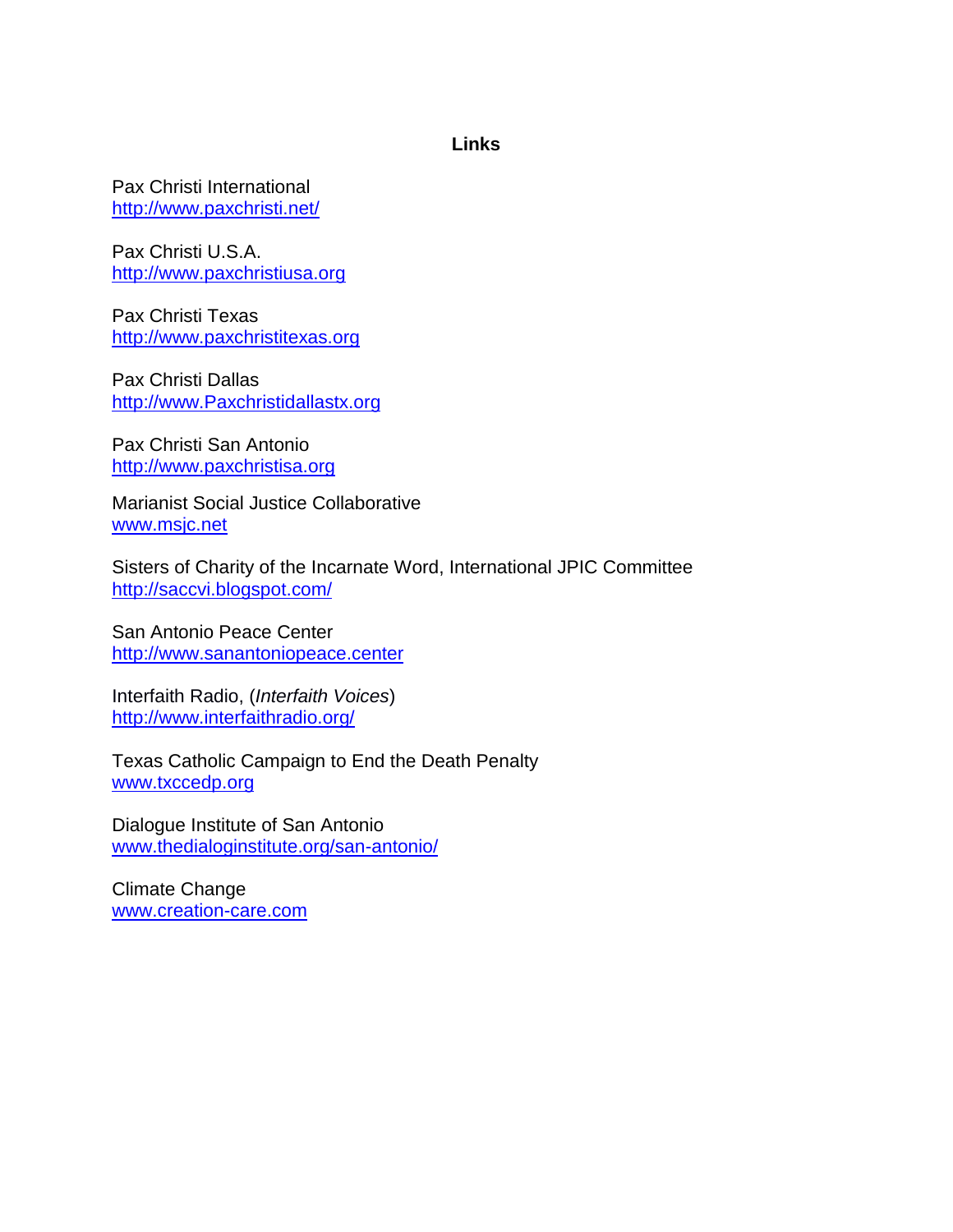## Links

Pax Christi International
http://www.paxchristi.net/

Pax Christi U.S.A.
http://www.paxchristiusa.org

Pax Christi Texas
http://www.paxchristitexas.org

Pax Christi Dallas
http://www.Paxchristidallastx.org

Pax Christi San Antonio
http://www.paxchristisa.org

Marianist Social Justice Collaborative
www.msjc.net

Sisters of Charity of the Incarnate Word, International JPIC Committee
http://saccvi.blogspot.com/

San Antonio Peace Center
http://www.sanantoniopeace.center

Interfaith Radio, (*Interfaith Voices*)
http://www.interfaithradio.org/

Texas Catholic Campaign to End the Death Penalty
www.txccedp.org

Dialogue Institute of San Antonio
www.thedialoginstitute.org/san-antonio/

Climate Change
www.creation-care.com